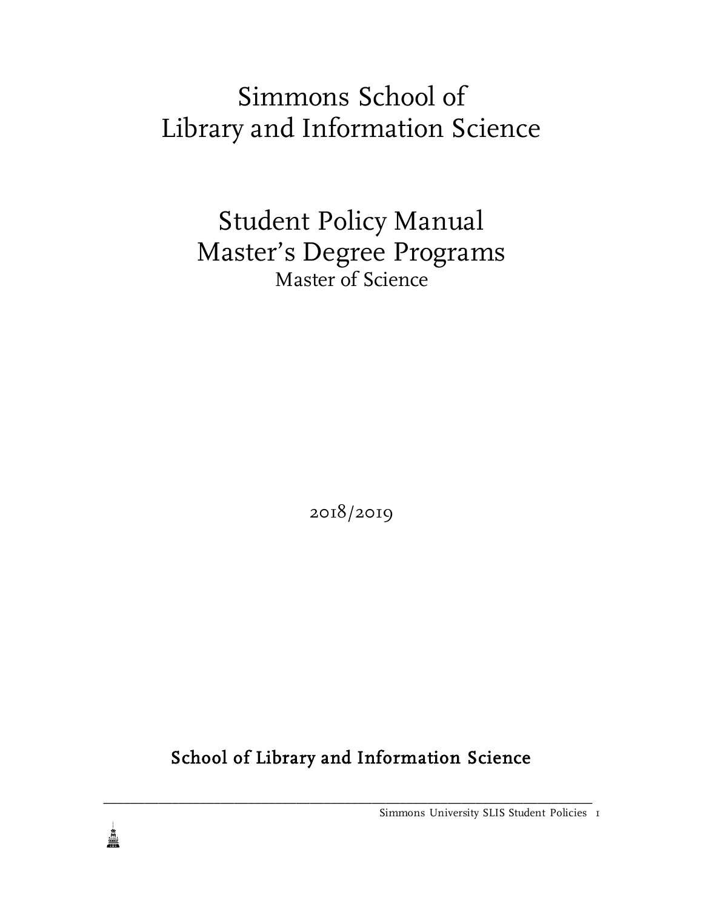# Simmons School of Library and Information Science

# Student Policy Manual
# Master's Degree Programs

Master of Science

2018/2019

**School of Library and Information Science**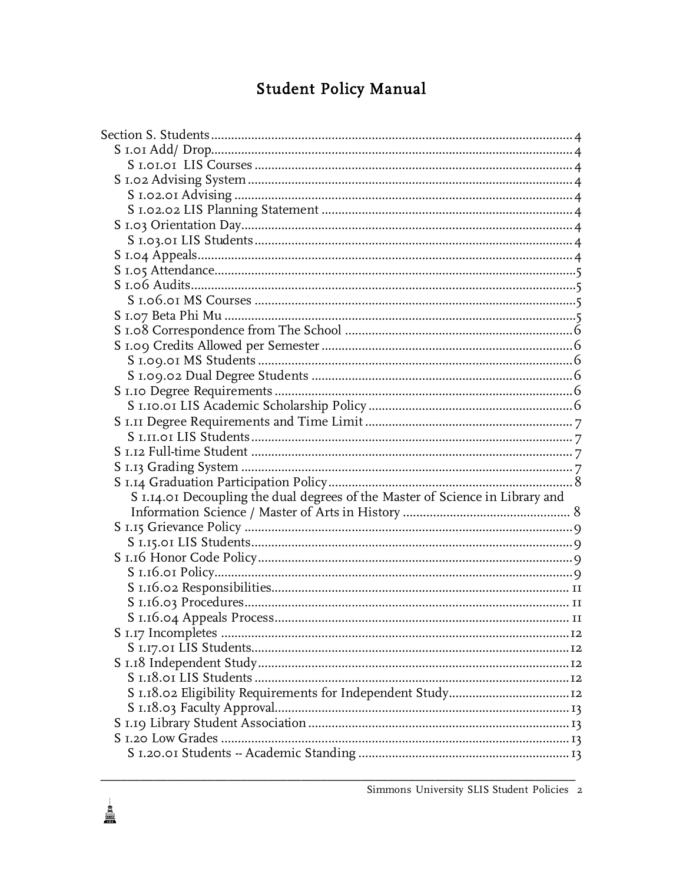# Student Policy Manual

- Section S. Students ........ 4
  - S 1.01 Add/ Drop ........ 4
    - S 1.01.01 LIS Courses ........ 4
  - S 1.02 Advising System ........ 4
    - S 1.02.01 Advising ........ 4
    - S 1.02.02 LIS Planning Statement ........ 4
  - S 1.03 Orientation Day ........ 4
    - S 1.03.01 LIS Students ........ 4
  - S 1.04 Appeals ........ 4
  - S 1.05 Attendance ........ 5
  - S 1.06 Audits ........ 5
    - S 1.06.01 MS Courses ........ 5
  - S 1.07 Beta Phi Mu ........ 5
  - S 1.08 Correspondence from The School ........ 6
  - S 1.09 Credits Allowed per Semester ........ 6
    - S 1.09.01 MS Students ........ 6
    - S 1.09.02 Dual Degree Students ........ 6
  - S 1.10 Degree Requirements ........ 6
    - S 1.10.01 LIS Academic Scholarship Policy ........ 6
  - S 1.11 Degree Requirements and Time Limit ........ 7
    - S 1.11.01 LIS Students ........ 7
  - S 1.12 Full-time Student ........ 7
  - S 1.13 Grading System ........ 7
  - S 1.14 Graduation Participation Policy ........ 8
    - S 1.14.01 Decoupling the dual degrees of the Master of Science in Library and Information Science / Master of Arts in History ........ 8
  - S 1.15 Grievance Policy ........ 9
    - S 1.15.01 LIS Students ........ 9
  - S 1.16 Honor Code Policy ........ 9
    - S 1.16.01 Policy ........ 9
    - S 1.16.02 Responsibilities ........ 11
    - S 1.16.03 Procedures ........ 11
    - S 1.16.04 Appeals Process ........ 11
  - S 1.17 Incompletes ........ 12
    - S 1.17.01 LIS Students ........ 12
  - S 1.18 Independent Study ........ 12
    - S 1.18.01 LIS Students ........ 12
    - S 1.18.02 Eligibility Requirements for Independent Study ........ 12
    - S 1.18.03 Faculty Approval ........ 13
  - S 1.19 Library Student Association ........ 13
  - S 1.20 Low Grades ........ 13
    - S 1.20.01 Students -- Academic Standing ........ 13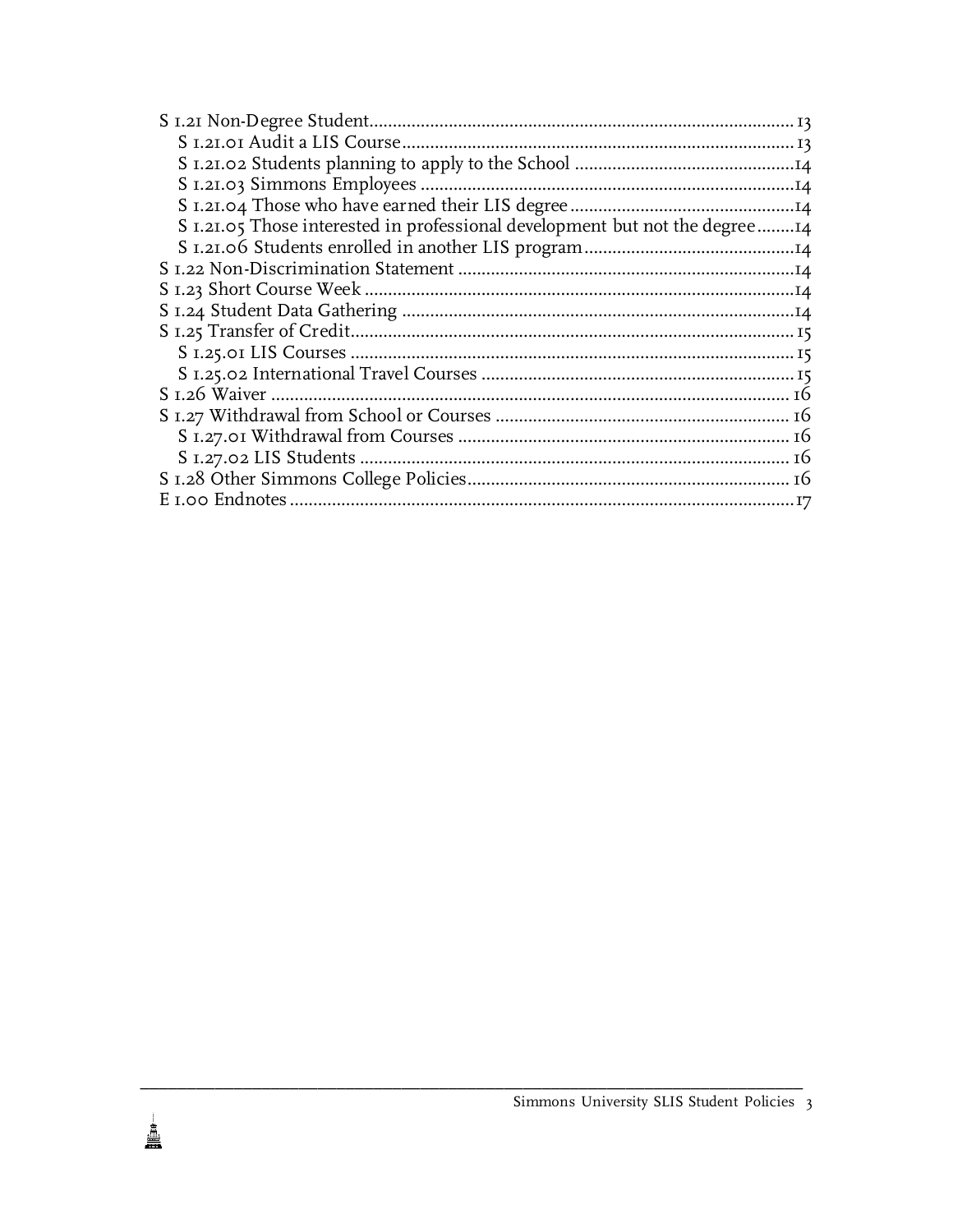- S 1.21 Non-Degree Student .......... 13
  - S 1.21.01 Audit a LIS Course .......... 13
  - S 1.21.02 Students planning to apply to the School .......... 14
  - S 1.21.03 Simmons Employees .......... 14
  - S 1.21.04 Those who have earned their LIS degree .......... 14
  - S 1.21.05 Those interested in professional development but not the degree .......... 14
  - S 1.21.06 Students enrolled in another LIS program .......... 14
- S 1.22 Non-Discrimination Statement .......... 14
- S 1.23 Short Course Week .......... 14
- S 1.24 Student Data Gathering .......... 14
- S 1.25 Transfer of Credit .......... 15
  - S 1.25.01 LIS Courses .......... 15
  - S 1.25.02 International Travel Courses .......... 15
- S 1.26 Waiver .......... 16
- S 1.27 Withdrawal from School or Courses .......... 16
  - S 1.27.01 Withdrawal from Courses .......... 16
  - S 1.27.02 LIS Students .......... 16
- S 1.28 Other Simmons College Policies .......... 16
- E 1.00 Endnotes .......... 17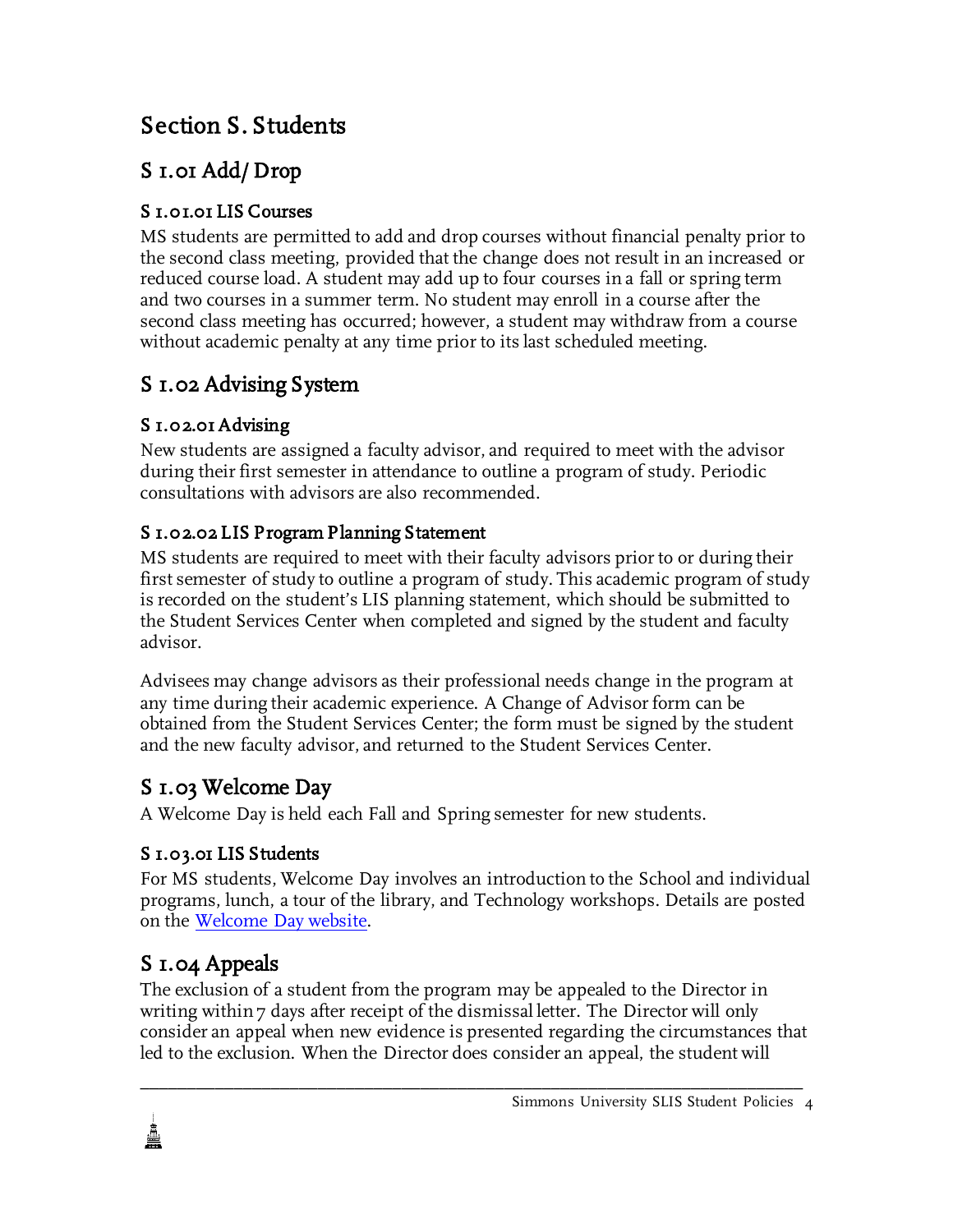# Section S. Students

## S 1.01 Add/ Drop

### S 1.01.01 LIS Courses

MS students are permitted to add and drop courses without financial penalty prior to the second class meeting, provided that the change does not result in an increased or reduced course load. A student may add up to four courses in a fall or spring term and two courses in a summer term. No student may enroll in a course after the second class meeting has occurred; however, a student may withdraw from a course without academic penalty at any time prior to its last scheduled meeting.

## S 1.02 Advising System

### S 1.02.01 Advising

New students are assigned a faculty advisor, and required to meet with the advisor during their first semester in attendance to outline a program of study. Periodic consultations with advisors are also recommended.

### S 1.02.02 LIS Program Planning Statement

MS students are required to meet with their faculty advisors prior to or during their first semester of study to outline a program of study. This academic program of study is recorded on the student's LIS planning statement, which should be submitted to the Student Services Center when completed and signed by the student and faculty advisor.

Advisees may change advisors as their professional needs change in the program at any time during their academic experience. A Change of Advisor form can be obtained from the Student Services Center; the form must be signed by the student and the new faculty advisor, and returned to the Student Services Center.

## S 1.03 Welcome Day

A Welcome Day is held each Fall and Spring semester for new students.

### S 1.03.01 LIS Students

For MS students, Welcome Day involves an introduction to the School and individual programs, lunch, a tour of the library, and Technology workshops. Details are posted on the Welcome Day website.

## S 1.04 Appeals

The exclusion of a student from the program may be appealed to the Director in writing within 7 days after receipt of the dismissal letter. The Director will only consider an appeal when new evidence is presented regarding the circumstances that led to the exclusion. When the Director does consider an appeal, the student will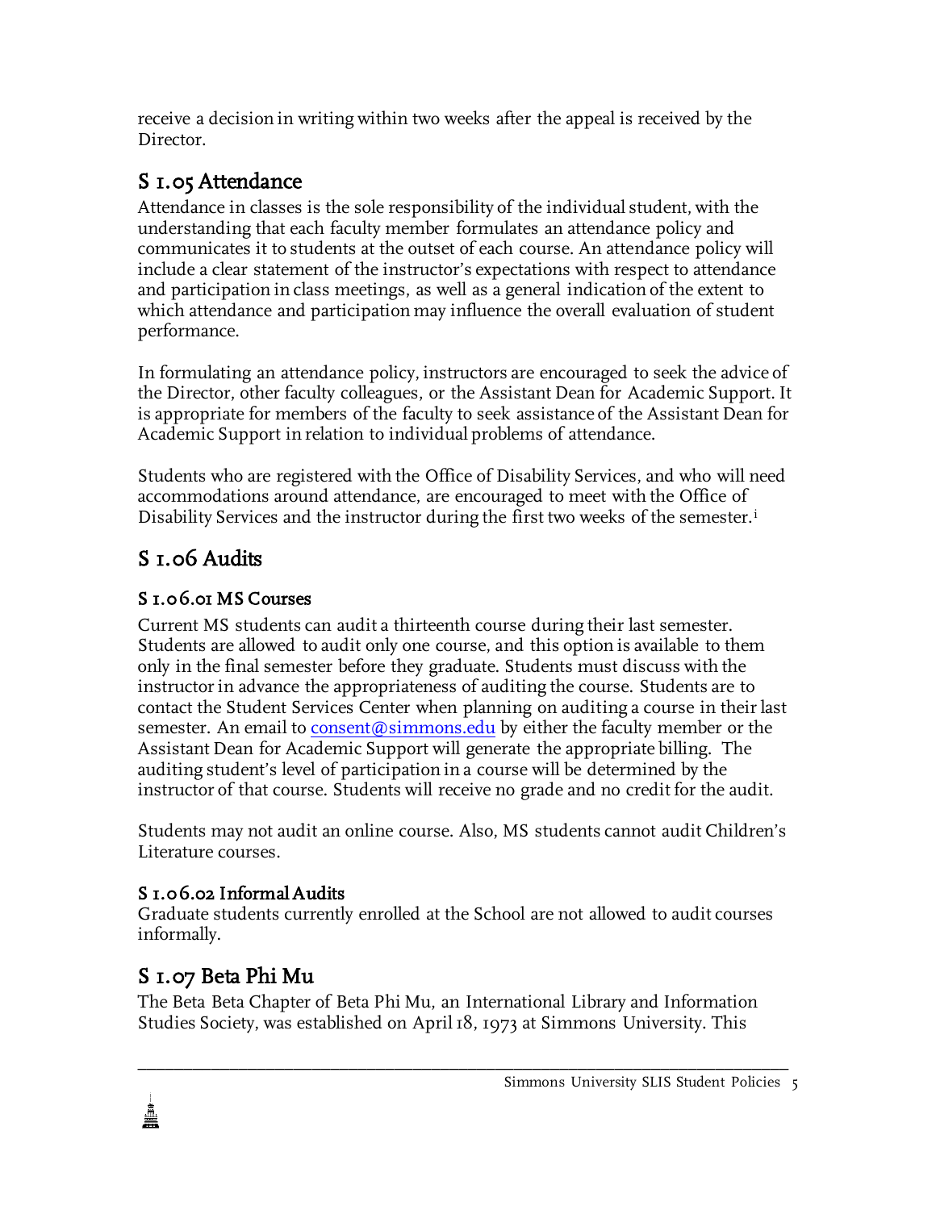receive a decision in writing within two weeks after the appeal is received by the Director.

## S 1.05 Attendance

Attendance in classes is the sole responsibility of the individual student, with the understanding that each faculty member formulates an attendance policy and communicates it to students at the outset of each course. An attendance policy will include a clear statement of the instructor's expectations with respect to attendance and participation in class meetings, as well as a general indication of the extent to which attendance and participation may influence the overall evaluation of student performance.

In formulating an attendance policy, instructors are encouraged to seek the advice of the Director, other faculty colleagues, or the Assistant Dean for Academic Support. It is appropriate for members of the faculty to seek assistance of the Assistant Dean for Academic Support in relation to individual problems of attendance.

Students who are registered with the Office of Disability Services, and who will need accommodations around attendance, are encouraged to meet with the Office of Disability Services and the instructor during the first two weeks of the semester.[i]

## S 1.06 Audits

### S 1.06.01 MS Courses

Current MS students can audit a thirteenth course during their last semester. Students are allowed to audit only one course, and this option is available to them only in the final semester before they graduate. Students must discuss with the instructor in advance the appropriateness of auditing the course. Students are to contact the Student Services Center when planning on auditing a course in their last semester. An email to consent@simmons.edu by either the faculty member or the Assistant Dean for Academic Support will generate the appropriate billing. The auditing student's level of participation in a course will be determined by the instructor of that course. Students will receive no grade and no credit for the audit.

Students may not audit an online course. Also, MS students cannot audit Children's Literature courses.

### S 1.06.02 Informal Audits

Graduate students currently enrolled at the School are not allowed to audit courses informally.

## S 1.07 Beta Phi Mu

The Beta Beta Chapter of Beta Phi Mu, an International Library and Information Studies Society, was established on April 18, 1973 at Simmons University. This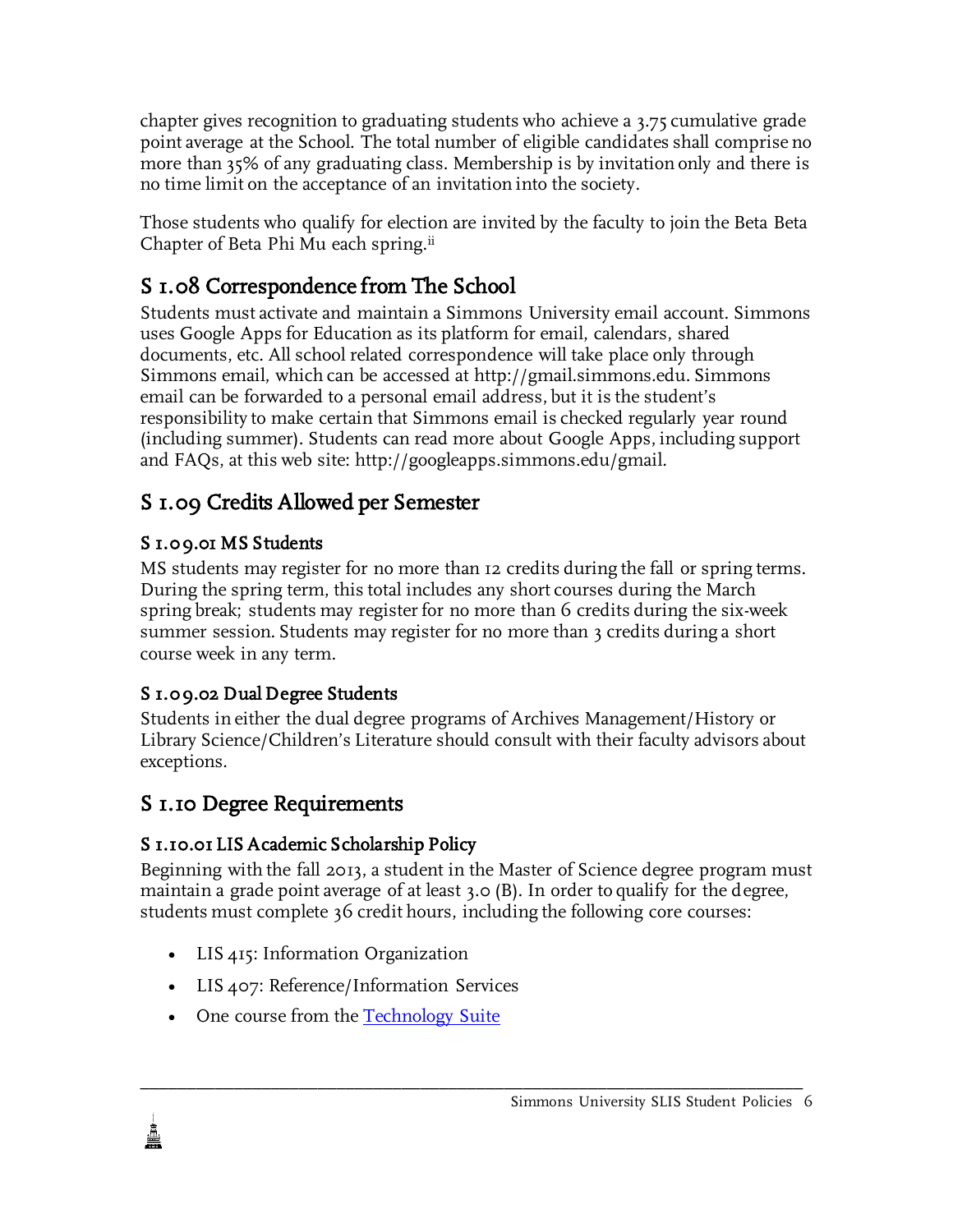chapter gives recognition to graduating students who achieve a 3.75 cumulative grade point average at the School. The total number of eligible candidates shall comprise no more than 35% of any graduating class. Membership is by invitation only and there is no time limit on the acceptance of an invitation into the society.

Those students who qualify for election are invited by the faculty to join the Beta Beta Chapter of Beta Phi Mu each spring.[ii]

## S 1.08 Correspondence from The School

Students must activate and maintain a Simmons University email account. Simmons uses Google Apps for Education as its platform for email, calendars, shared documents, etc. All school related correspondence will take place only through Simmons email, which can be accessed at http://gmail.simmons.edu. Simmons email can be forwarded to a personal email address, but it is the student's responsibility to make certain that Simmons email is checked regularly year round (including summer). Students can read more about Google Apps, including support and FAQs, at this web site: http://googleapps.simmons.edu/gmail.

## S 1.09 Credits Allowed per Semester

### S 1.09.01 MS Students

MS students may register for no more than 12 credits during the fall or spring terms. During the spring term, this total includes any short courses during the March spring break; students may register for no more than 6 credits during the six-week summer session. Students may register for no more than 3 credits during a short course week in any term.

### S 1.09.02 Dual Degree Students

Students in either the dual degree programs of Archives Management/History or Library Science/Children's Literature should consult with their faculty advisors about exceptions.

## S 1.10 Degree Requirements

### S 1.10.01 LIS Academic Scholarship Policy

Beginning with the fall 2013, a student in the Master of Science degree program must maintain a grade point average of at least 3.0 (B). In order to qualify for the degree, students must complete 36 credit hours, including the following core courses:

- LIS 415: Information Organization
- LIS 407: Reference/Information Services
- One course from the Technology Suite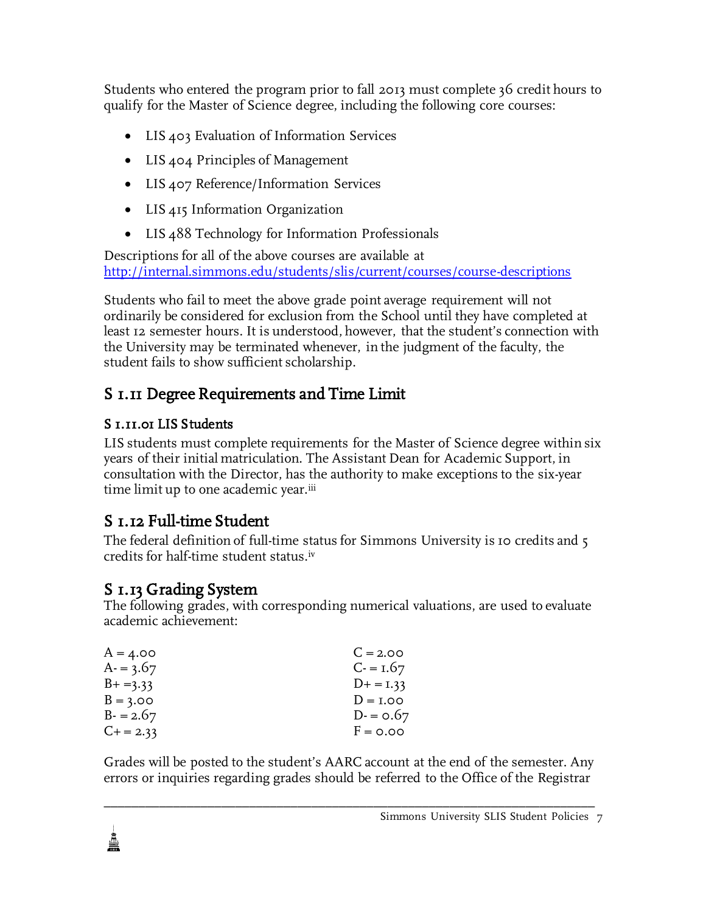Students who entered the program prior to fall 2013 must complete 36 credit hours to qualify for the Master of Science degree, including the following core courses:

- LIS 403 Evaluation of Information Services
- LIS 404 Principles of Management
- LIS 407 Reference/Information Services
- LIS 415 Information Organization
- LIS 488 Technology for Information Professionals

Descriptions for all of the above courses are available at http://internal.simmons.edu/students/slis/current/courses/course-descriptions

Students who fail to meet the above grade point average requirement will not ordinarily be considered for exclusion from the School until they have completed at least 12 semester hours. It is understood, however, that the student's connection with the University may be terminated whenever, in the judgment of the faculty, the student fails to show sufficient scholarship.

## S 1.11 Degree Requirements and Time Limit

### S 1.11.01 LIS Students

LIS students must complete requirements for the Master of Science degree within six years of their initial matriculation. The Assistant Dean for Academic Support, in consultation with the Director, has the authority to make exceptions to the six-year time limit up to one academic year.[iii]

## S 1.12 Full-time Student

The federal definition of full-time status for Simmons University is 10 credits and 5 credits for half-time student status.[iv]

## S 1.13 Grading System

The following grades, with corresponding numerical valuations, are used to evaluate academic achievement:

| | |
|---|---|
| A = 4.00 | C = 2.00 |
| A- = 3.67 | C- = 1.67 |
| B+ =3.33 | D+ = 1.33 |
| B = 3.00 | D = 1.00 |
| B- = 2.67 | D- = 0.67 |
| C+ = 2.33 | F = 0.00 |

Grades will be posted to the student's AARC account at the end of the semester. Any errors or inquiries regarding grades should be referred to the Office of the Registrar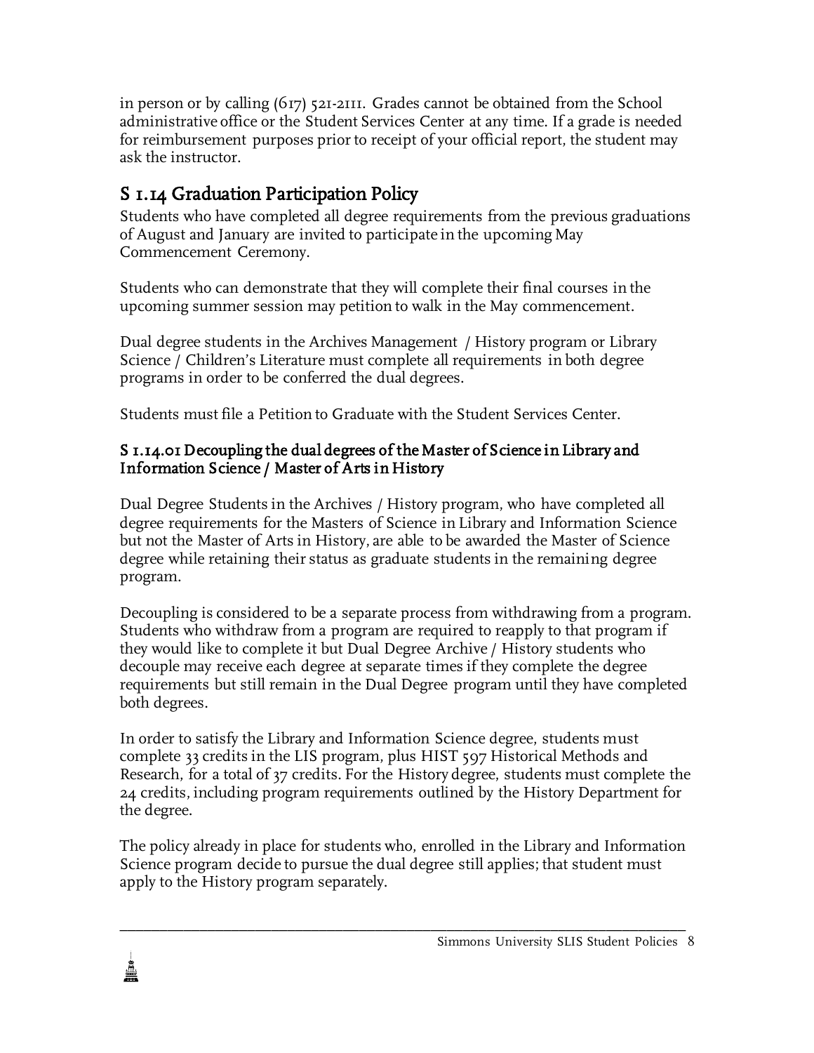in person or by calling (617) 521-2111. Grades cannot be obtained from the School administrative office or the Student Services Center at any time. If a grade is needed for reimbursement purposes prior to receipt of your official report, the student may ask the instructor.

## S 1.14 Graduation Participation Policy

Students who have completed all degree requirements from the previous graduations of August and January are invited to participate in the upcoming May Commencement Ceremony.

Students who can demonstrate that they will complete their final courses in the upcoming summer session may petition to walk in the May commencement.

Dual degree students in the Archives Management / History program or Library Science / Children's Literature must complete all requirements in both degree programs in order to be conferred the dual degrees.

Students must file a Petition to Graduate with the Student Services Center.

### S 1.14.01 Decoupling the dual degrees of the Master of Science in Library and Information Science / Master of Arts in History

Dual Degree Students in the Archives / History program, who have completed all degree requirements for the Masters of Science in Library and Information Science but not the Master of Arts in History, are able to be awarded the Master of Science degree while retaining their status as graduate students in the remaining degree program.

Decoupling is considered to be a separate process from withdrawing from a program. Students who withdraw from a program are required to reapply to that program if they would like to complete it but Dual Degree Archive / History students who decouple may receive each degree at separate times if they complete the degree requirements but still remain in the Dual Degree program until they have completed both degrees.

In order to satisfy the Library and Information Science degree, students must complete 33 credits in the LIS program, plus HIST 597 Historical Methods and Research, for a total of 37 credits. For the History degree, students must complete the 24 credits, including program requirements outlined by the History Department for the degree.

The policy already in place for students who, enrolled in the Library and Information Science program decide to pursue the dual degree still applies; that student must apply to the History program separately.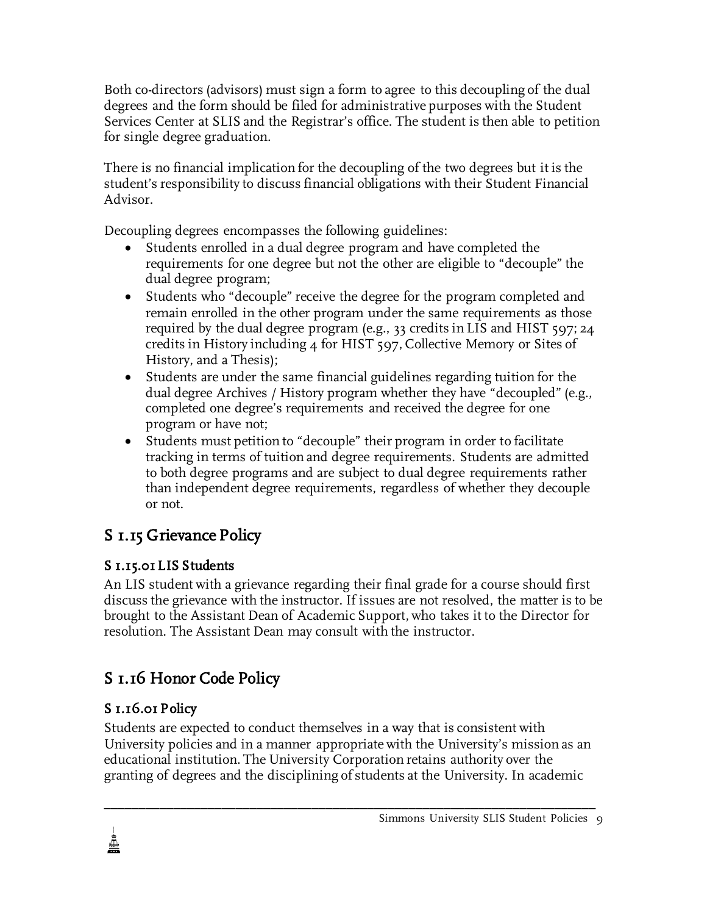Both co-directors (advisors) must sign a form to agree to this decoupling of the dual degrees and the form should be filed for administrative purposes with the Student Services Center at SLIS and the Registrar's office. The student is then able to petition for single degree graduation.

There is no financial implication for the decoupling of the two degrees but it is the student's responsibility to discuss financial obligations with their Student Financial Advisor.

Decoupling degrees encompasses the following guidelines:

- Students enrolled in a dual degree program and have completed the requirements for one degree but not the other are eligible to "decouple" the dual degree program;
- Students who "decouple" receive the degree for the program completed and remain enrolled in the other program under the same requirements as those required by the dual degree program (e.g., 33 credits in LIS and HIST 597; 24 credits in History including 4 for HIST 597, Collective Memory or Sites of History, and a Thesis);
- Students are under the same financial guidelines regarding tuition for the dual degree Archives / History program whether they have "decoupled" (e.g., completed one degree's requirements and received the degree for one program or have not;
- Students must petition to "decouple" their program in order to facilitate tracking in terms of tuition and degree requirements. Students are admitted to both degree programs and are subject to dual degree requirements rather than independent degree requirements, regardless of whether they decouple or not.

## S 1.15 Grievance Policy

### S 1.15.01 LIS Students

An LIS student with a grievance regarding their final grade for a course should first discuss the grievance with the instructor. If issues are not resolved, the matter is to be brought to the Assistant Dean of Academic Support, who takes it to the Director for resolution. The Assistant Dean may consult with the instructor.

## S 1.16 Honor Code Policy

### S 1.16.01 Policy

Students are expected to conduct themselves in a way that is consistent with University policies and in a manner appropriate with the University's mission as an educational institution. The University Corporation retains authority over the granting of degrees and the disciplining of students at the University. In academic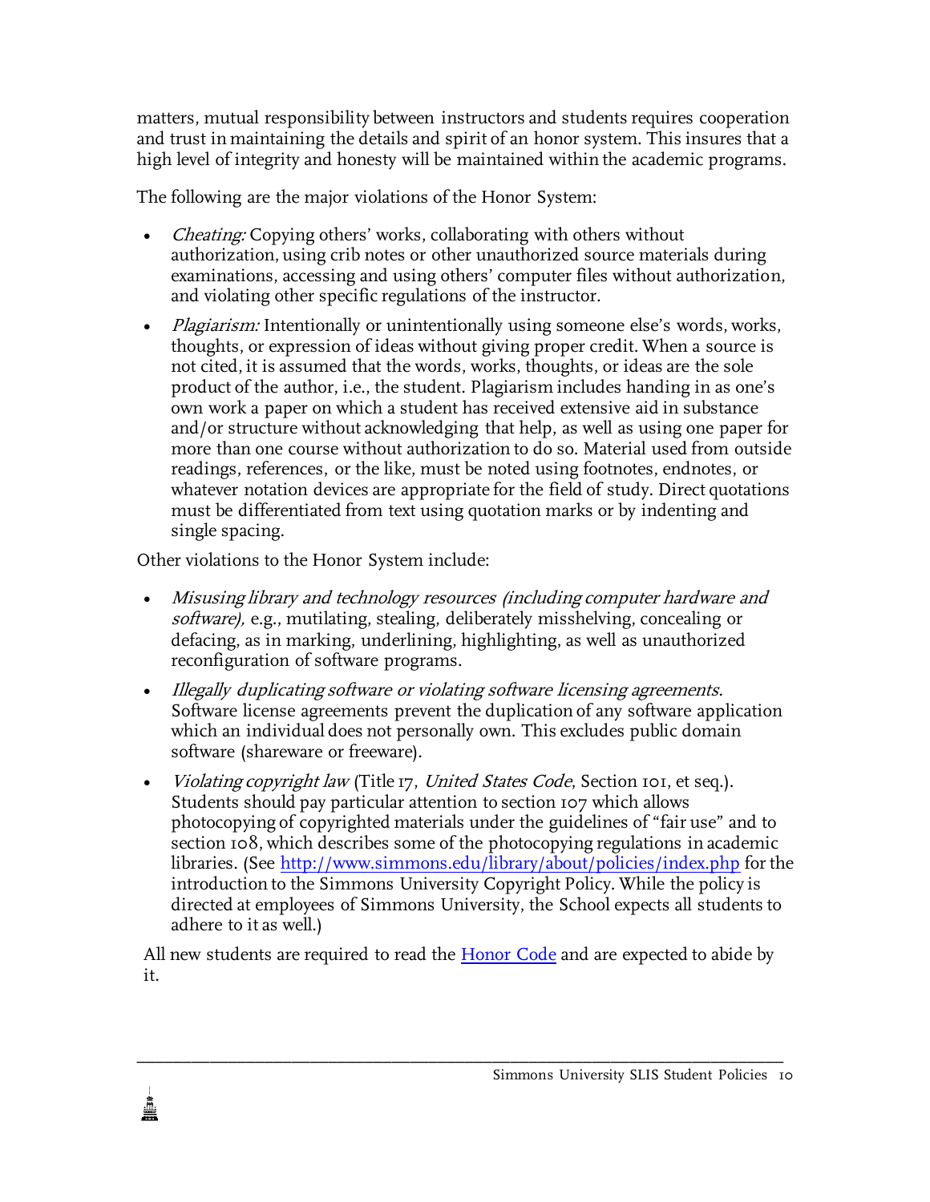matters, mutual responsibility between instructors and students requires cooperation and trust in maintaining the details and spirit of an honor system. This insures that a high level of integrity and honesty will be maintained within the academic programs.

The following are the major violations of the Honor System:

- *Cheating:* Copying others' works, collaborating with others without authorization, using crib notes or other unauthorized source materials during examinations, accessing and using others' computer files without authorization, and violating other specific regulations of the instructor.
- *Plagiarism:* Intentionally or unintentionally using someone else's words, works, thoughts, or expression of ideas without giving proper credit. When a source is not cited, it is assumed that the words, works, thoughts, or ideas are the sole product of the author, i.e., the student. Plagiarism includes handing in as one's own work a paper on which a student has received extensive aid in substance and/or structure without acknowledging that help, as well as using one paper for more than one course without authorization to do so. Material used from outside readings, references, or the like, must be noted using footnotes, endnotes, or whatever notation devices are appropriate for the field of study. Direct quotations must be differentiated from text using quotation marks or by indenting and single spacing.

Other violations to the Honor System include:

- *Misusing library and technology resources (including computer hardware and software),* e.g., mutilating, stealing, deliberately misshelving, concealing or defacing, as in marking, underlining, highlighting, as well as unauthorized reconfiguration of software programs.
- *Illegally duplicating software or violating software licensing agreements.* Software license agreements prevent the duplication of any software application which an individual does not personally own. This excludes public domain software (shareware or freeware).
- *Violating copyright law* (Title 17, *United States Code*, Section 101, et seq.). Students should pay particular attention to section 107 which allows photocopying of copyrighted materials under the guidelines of "fair use" and to section 108, which describes some of the photocopying regulations in academic libraries. (See [http://www.simmons.edu/library/about/policies/index.php](http://www.simmons.edu/library/about/policies/index.php) for the introduction to the Simmons University Copyright Policy. While the policy is directed at employees of Simmons University, the School expects all students to adhere to it as well.)

All new students are required to read the [Honor Code]() and are expected to abide by it.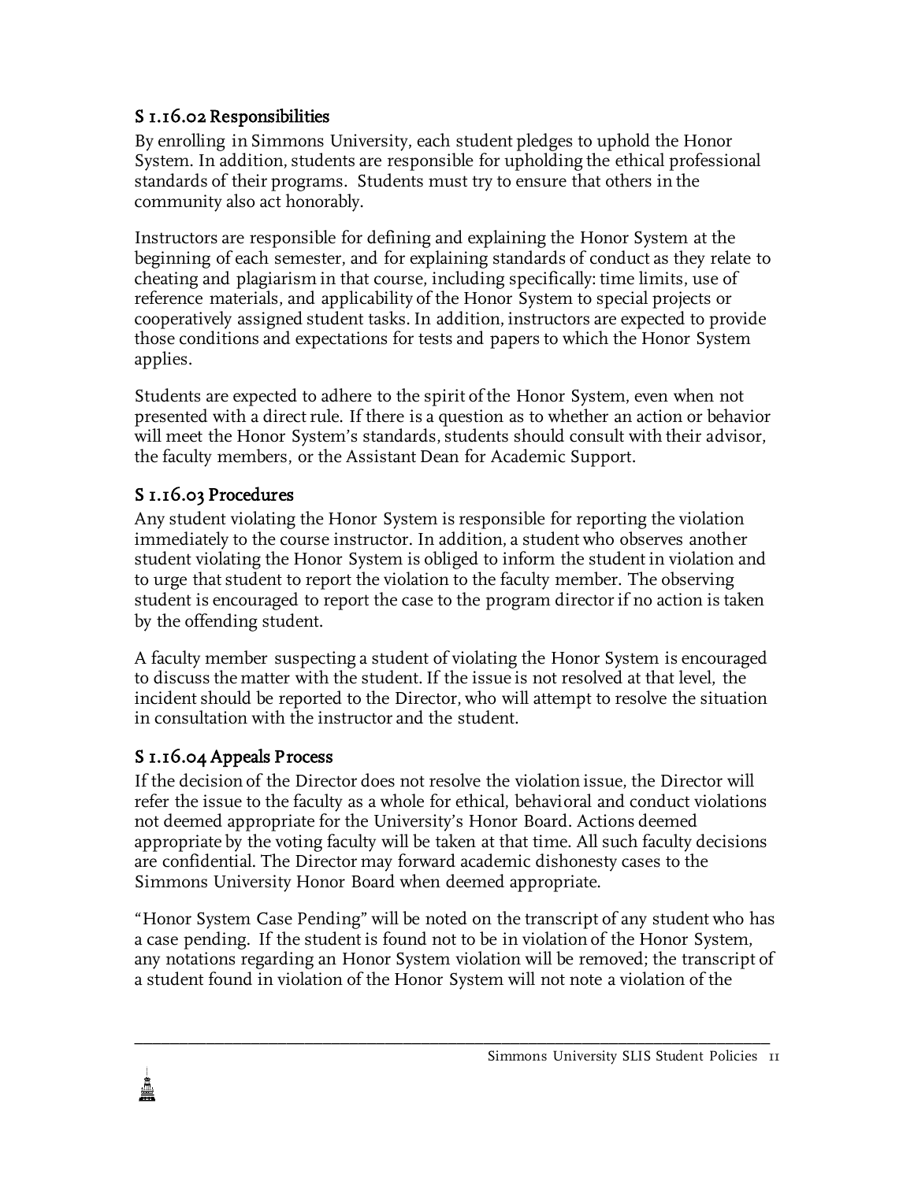### S 1.16.02 Responsibilities

By enrolling in Simmons University, each student pledges to uphold the Honor System. In addition, students are responsible for upholding the ethical professional standards of their programs. Students must try to ensure that others in the community also act honorably.

Instructors are responsible for defining and explaining the Honor System at the beginning of each semester, and for explaining standards of conduct as they relate to cheating and plagiarism in that course, including specifically: time limits, use of reference materials, and applicability of the Honor System to special projects or cooperatively assigned student tasks. In addition, instructors are expected to provide those conditions and expectations for tests and papers to which the Honor System applies.

Students are expected to adhere to the spirit of the Honor System, even when not presented with a direct rule. If there is a question as to whether an action or behavior will meet the Honor System's standards, students should consult with their advisor, the faculty members, or the Assistant Dean for Academic Support.

### S 1.16.03 Procedures

Any student violating the Honor System is responsible for reporting the violation immediately to the course instructor. In addition, a student who observes another student violating the Honor System is obliged to inform the student in violation and to urge that student to report the violation to the faculty member. The observing student is encouraged to report the case to the program director if no action is taken by the offending student.

A faculty member suspecting a student of violating the Honor System is encouraged to discuss the matter with the student. If the issue is not resolved at that level, the incident should be reported to the Director, who will attempt to resolve the situation in consultation with the instructor and the student.

### S 1.16.04 Appeals Process

If the decision of the Director does not resolve the violation issue, the Director will refer the issue to the faculty as a whole for ethical, behavioral and conduct violations not deemed appropriate for the University's Honor Board. Actions deemed appropriate by the voting faculty will be taken at that time. All such faculty decisions are confidential. The Director may forward academic dishonesty cases to the Simmons University Honor Board when deemed appropriate.

"Honor System Case Pending" will be noted on the transcript of any student who has a case pending. If the student is found not to be in violation of the Honor System, any notations regarding an Honor System violation will be removed; the transcript of a student found in violation of the Honor System will not note a violation of the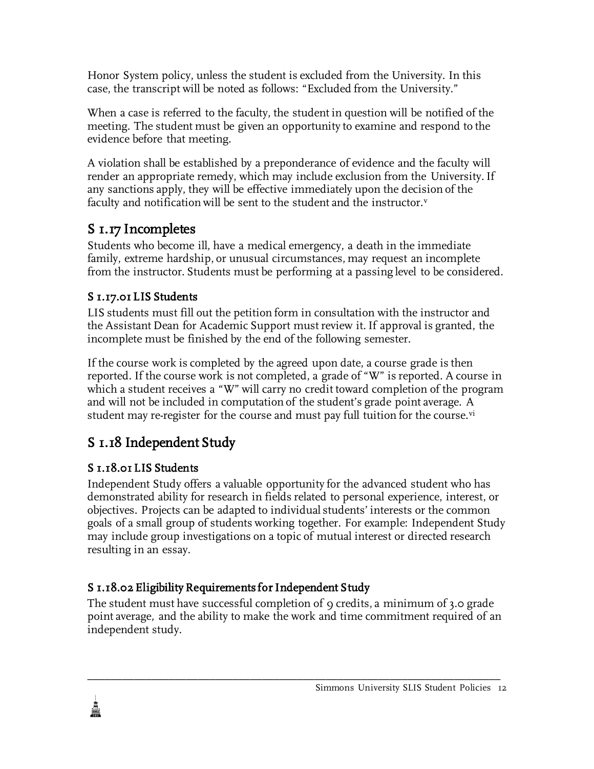Honor System policy, unless the student is excluded from the University. In this case, the transcript will be noted as follows: "Excluded from the University."

When a case is referred to the faculty, the student in question will be notified of the meeting. The student must be given an opportunity to examine and respond to the evidence before that meeting.

A violation shall be established by a preponderance of evidence and the faculty will render an appropriate remedy, which may include exclusion from the University. If any sanctions apply, they will be effective immediately upon the decision of the faculty and notification will be sent to the student and the instructor.[v]

## S 1.17 Incompletes

Students who become ill, have a medical emergency, a death in the immediate family, extreme hardship, or unusual circumstances, may request an incomplete from the instructor. Students must be performing at a passing level to be considered.

### S 1.17.01 LIS Students

LIS students must fill out the petition form in consultation with the instructor and the Assistant Dean for Academic Support must review it. If approval is granted, the incomplete must be finished by the end of the following semester.

If the course work is completed by the agreed upon date, a course grade is then reported. If the course work is not completed, a grade of "W" is reported. A course in which a student receives a "W" will carry no credit toward completion of the program and will not be included in computation of the student's grade point average. A student may re-register for the course and must pay full tuition for the course.[vi]

## S 1.18 Independent Study

### S 1.18.01 LIS Students

Independent Study offers a valuable opportunity for the advanced student who has demonstrated ability for research in fields related to personal experience, interest, or objectives. Projects can be adapted to individual students' interests or the common goals of a small group of students working together. For example: Independent Study may include group investigations on a topic of mutual interest or directed research resulting in an essay.

### S 1.18.02 Eligibility Requirements for Independent Study

The student must have successful completion of 9 credits, a minimum of 3.0 grade point average, and the ability to make the work and time commitment required of an independent study.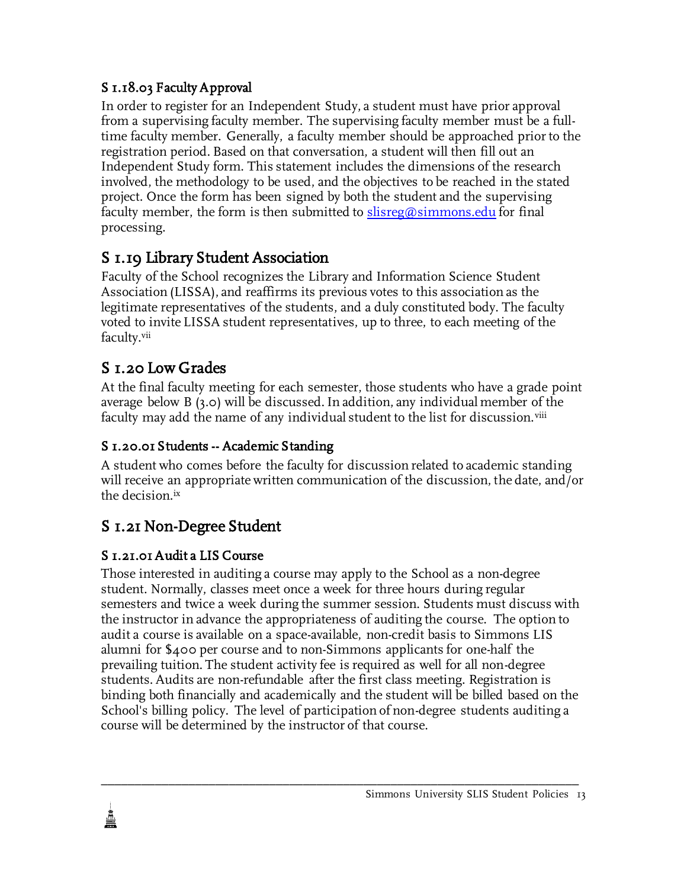### S 1.18.03 Faculty Approval

In order to register for an Independent Study, a student must have prior approval from a supervising faculty member. The supervising faculty member must be a full-time faculty member. Generally, a faculty member should be approached prior to the registration period. Based on that conversation, a student will then fill out an Independent Study form. This statement includes the dimensions of the research involved, the methodology to be used, and the objectives to be reached in the stated project. Once the form has been signed by both the student and the supervising faculty member, the form is then submitted to slisreg@simmons.edu for final processing.

## S 1.19 Library Student Association

Faculty of the School recognizes the Library and Information Science Student Association (LISSA), and reaffirms its previous votes to this association as the legitimate representatives of the students, and a duly constituted body. The faculty voted to invite LISSA student representatives, up to three, to each meeting of the faculty.[vii]

## S 1.20 Low Grades

At the final faculty meeting for each semester, those students who have a grade point average below B (3.0) will be discussed. In addition, any individual member of the faculty may add the name of any individual student to the list for discussion.[viii]

### S 1.20.01 Students -- Academic Standing

A student who comes before the faculty for discussion related to academic standing will receive an appropriate written communication of the discussion, the date, and/or the decision.[ix]

## S 1.21 Non-Degree Student

### S 1.21.01 Audit a LIS Course

Those interested in auditing a course may apply to the School as a non-degree student. Normally, classes meet once a week for three hours during regular semesters and twice a week during the summer session. Students must discuss with the instructor in advance the appropriateness of auditing the course. The option to audit a course is available on a space-available, non-credit basis to Simmons LIS alumni for $400 per course and to non-Simmons applicants for one-half the prevailing tuition. The student activity fee is required as well for all non-degree students. Audits are non-refundable after the first class meeting. Registration is binding both financially and academically and the student will be billed based on the School's billing policy. The level of participation of non-degree students auditing a course will be determined by the instructor of that course.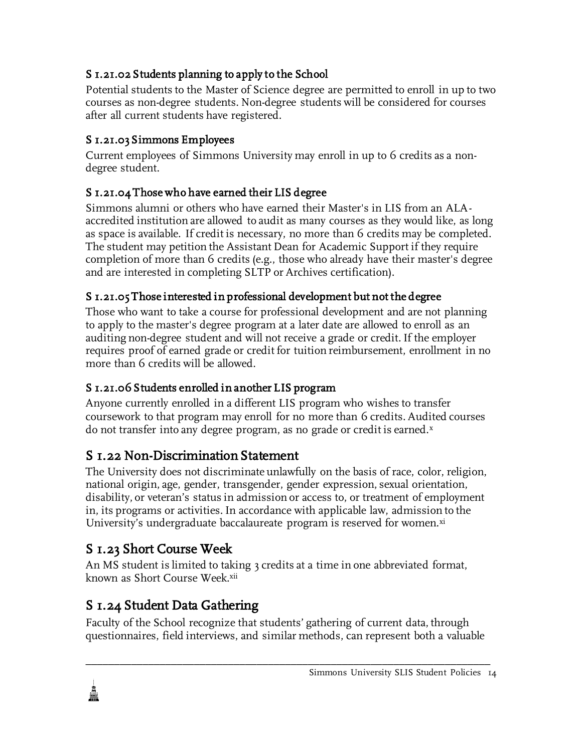### S 1.21.02 Students planning to apply to the School

Potential students to the Master of Science degree are permitted to enroll in up to two courses as non-degree students. Non-degree students will be considered for courses after all current students have registered.

### S 1.21.03 Simmons Employees

Current employees of Simmons University may enroll in up to 6 credits as a non-degree student.

### S 1.21.04 Those who have earned their LIS degree

Simmons alumni or others who have earned their Master's in LIS from an ALA-accredited institution are allowed to audit as many courses as they would like, as long as space is available. If credit is necessary, no more than 6 credits may be completed. The student may petition the Assistant Dean for Academic Support if they require completion of more than 6 credits (e.g., those who already have their master's degree and are interested in completing SLTP or Archives certification).

### S 1.21.05 Those interested in professional development but not the degree

Those who want to take a course for professional development and are not planning to apply to the master's degree program at a later date are allowed to enroll as an auditing non-degree student and will not receive a grade or credit. If the employer requires proof of earned grade or credit for tuition reimbursement, enrollment in no more than 6 credits will be allowed.

### S 1.21.06 Students enrolled in another LIS program

Anyone currently enrolled in a different LIS program who wishes to transfer coursework to that program may enroll for no more than 6 credits. Audited courses do not transfer into any degree program, as no grade or credit is earned.[x]

## S 1.22 Non-Discrimination Statement

The University does not discriminate unlawfully on the basis of race, color, religion, national origin, age, gender, transgender, gender expression, sexual orientation, disability, or veteran's status in admission or access to, or treatment of employment in, its programs or activities. In accordance with applicable law, admission to the University's undergraduate baccalaureate program is reserved for women.[xi]

## S 1.23 Short Course Week

An MS student is limited to taking 3 credits at a time in one abbreviated format, known as Short Course Week.[xii]

## S 1.24 Student Data Gathering

Faculty of the School recognize that students' gathering of current data, through questionnaires, field interviews, and similar methods, can represent both a valuable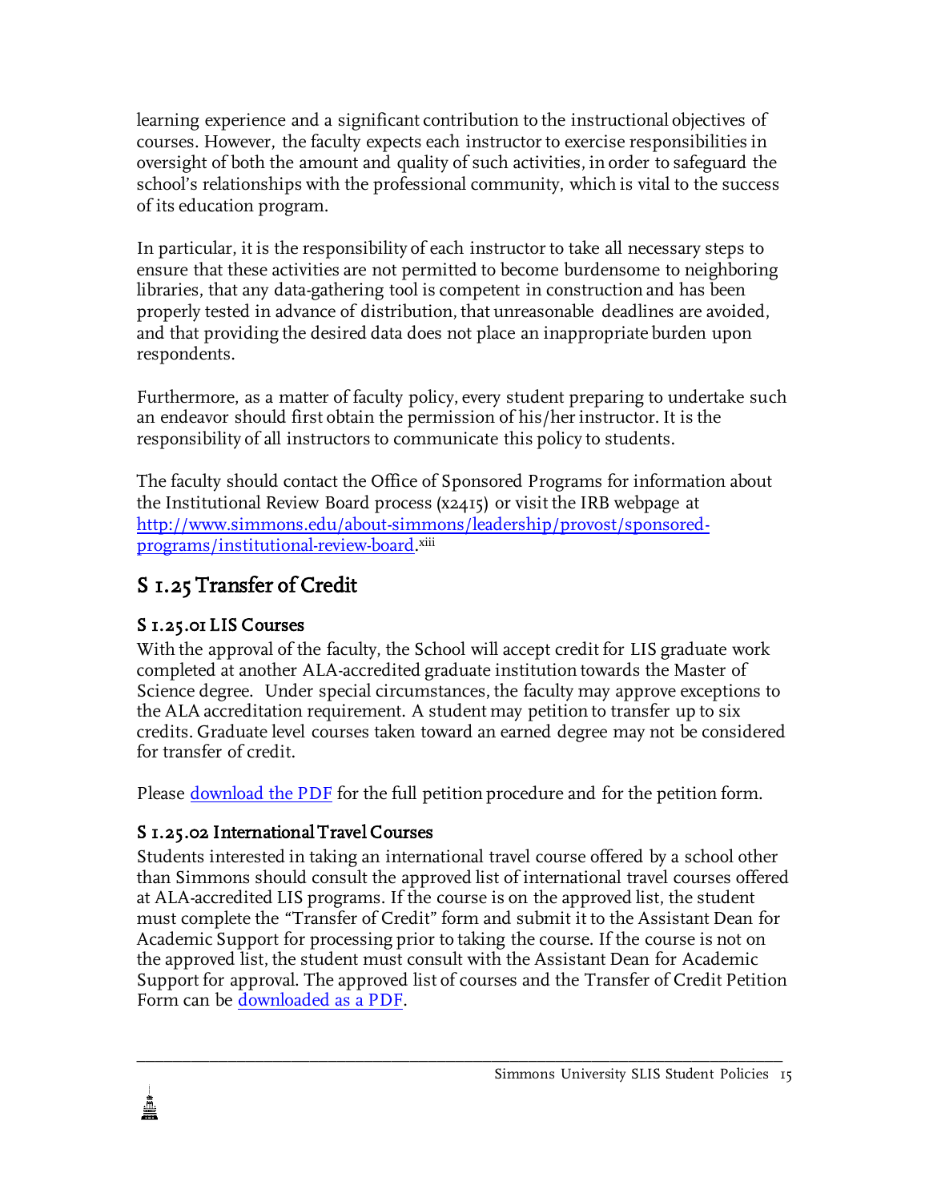learning experience and a significant contribution to the instructional objectives of courses. However, the faculty expects each instructor to exercise responsibilities in oversight of both the amount and quality of such activities, in order to safeguard the school's relationships with the professional community, which is vital to the success of its education program.

In particular, it is the responsibility of each instructor to take all necessary steps to ensure that these activities are not permitted to become burdensome to neighboring libraries, that any data-gathering tool is competent in construction and has been properly tested in advance of distribution, that unreasonable deadlines are avoided, and that providing the desired data does not place an inappropriate burden upon respondents.

Furthermore, as a matter of faculty policy, every student preparing to undertake such an endeavor should first obtain the permission of his/her instructor. It is the responsibility of all instructors to communicate this policy to students.

The faculty should contact the Office of Sponsored Programs for information about the Institutional Review Board process (x2415) or visit the IRB webpage at [http://www.simmons.edu/about-simmons/leadership/provost/sponsored-programs/institutional-review-board](http://www.simmons.edu/about-simmons/leadership/provost/sponsored-programs/institutional-review-board).[xiii]

## S 1.25 Transfer of Credit

### S 1.25.01 LIS Courses

With the approval of the faculty, the School will accept credit for LIS graduate work completed at another ALA-accredited graduate institution towards the Master of Science degree. Under special circumstances, the faculty may approve exceptions to the ALA accreditation requirement. A student may petition to transfer up to six credits. Graduate level courses taken toward an earned degree may not be considered for transfer of credit.

Please download the PDF for the full petition procedure and for the petition form.

### S 1.25.02 International Travel Courses

Students interested in taking an international travel course offered by a school other than Simmons should consult the approved list of international travel courses offered at ALA-accredited LIS programs. If the course is on the approved list, the student must complete the "Transfer of Credit" form and submit it to the Assistant Dean for Academic Support for processing prior to taking the course. If the course is not on the approved list, the student must consult with the Assistant Dean for Academic Support for approval. The approved list of courses and the Transfer of Credit Petition Form can be downloaded as a PDF.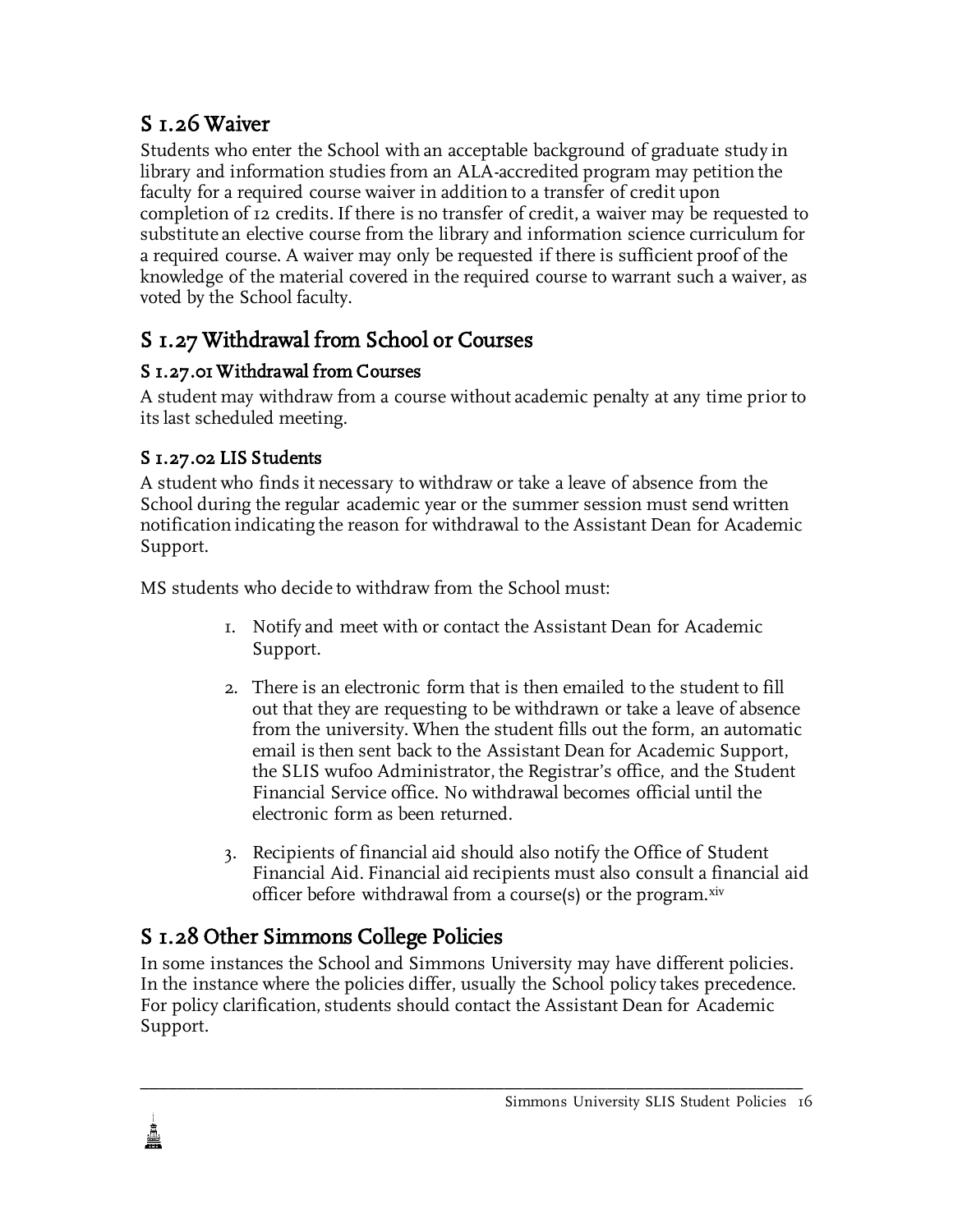## S 1.26 Waiver

Students who enter the School with an acceptable background of graduate study in library and information studies from an ALA-accredited program may petition the faculty for a required course waiver in addition to a transfer of credit upon completion of 12 credits. If there is no transfer of credit, a waiver may be requested to substitute an elective course from the library and information science curriculum for a required course. A waiver may only be requested if there is sufficient proof of the knowledge of the material covered in the required course to warrant such a waiver, as voted by the School faculty.

## S 1.27 Withdrawal from School or Courses

### S 1.27.01 Withdrawal from Courses

A student may withdraw from a course without academic penalty at any time prior to its last scheduled meeting.

### S 1.27.02 LIS Students

A student who finds it necessary to withdraw or take a leave of absence from the School during the regular academic year or the summer session must send written notification indicating the reason for withdrawal to the Assistant Dean for Academic Support.

MS students who decide to withdraw from the School must:

1. Notify and meet with or contact the Assistant Dean for Academic Support.
2. There is an electronic form that is then emailed to the student to fill out that they are requesting to be withdrawn or take a leave of absence from the university. When the student fills out the form, an automatic email is then sent back to the Assistant Dean for Academic Support, the SLIS wufoo Administrator, the Registrar's office, and the Student Financial Service office. No withdrawal becomes official until the electronic form as been returned.
3. Recipients of financial aid should also notify the Office of Student Financial Aid. Financial aid recipients must also consult a financial aid officer before withdrawal from a course(s) or the program.[xiv]

## S 1.28 Other Simmons College Policies

In some instances the School and Simmons University may have different policies. In the instance where the policies differ, usually the School policy takes precedence. For policy clarification, students should contact the Assistant Dean for Academic Support.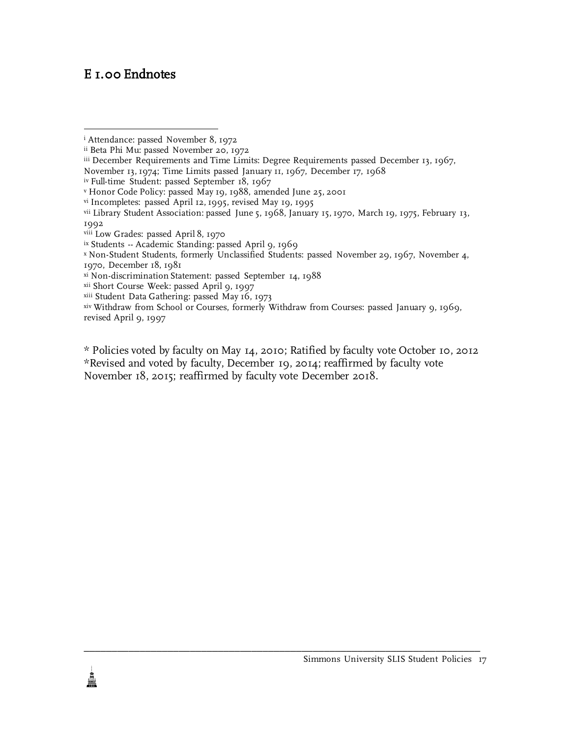## E 1.00 Endnotes

---

[i] Attendance: passed November 8, 1972
[ii] Beta Phi Mu: passed November 20, 1972
[iii] December Requirements and Time Limits: Degree Requirements passed December 13, 1967, November 13, 1974; Time Limits passed January 11, 1967, December 17, 1968
[iv] Full-time Student: passed September 18, 1967
[v] Honor Code Policy: passed May 19, 1988, amended June 25, 2001
[vi] Incompletes: passed April 12, 1995, revised May 19, 1995
[vii] Library Student Association: passed June 5, 1968, January 15, 1970, March 19, 1975, February 13, 1992
[viii] Low Grades: passed April 8, 1970
[ix] Students -- Academic Standing: passed April 9, 1969
[x] Non-Student Students, formerly Unclassified Students: passed November 29, 1967, November 4, 1970, December 18, 1981
[xi] Non-discrimination Statement: passed September 14, 1988
[xii] Short Course Week: passed April 9, 1997
[xiii] Student Data Gathering: passed May 16, 1973
[xiv] Withdraw from School or Courses, formerly Withdraw from Courses: passed January 9, 1969, revised April 9, 1997

* Policies voted by faculty on May 14, 2010; Ratified by faculty vote October 10, 2012
*Revised and voted by faculty, December 19, 2014; reaffirmed by faculty vote November 18, 2015; reaffirmed by faculty vote December 2018.